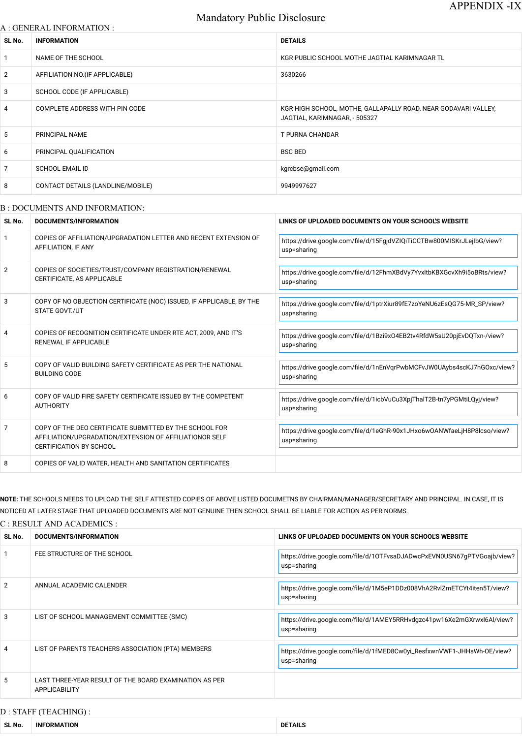APPENDIX -IX

# Mandatory Public Disclosure

## A : GENERAL INFORMATION :

| SL No. | INFORMATION | DETAILS |
|---|---|---|
| 1 | NAME OF THE SCHOOL | KGR PUBLIC SCHOOL MOTHE JAGTIAL KARIMNAGAR TL |
| 2 | AFFILIATION NO.(IF APPLICABLE) | 3630266 |
| 3 | SCHOOL CODE (IF APPLICABLE) | |
| 4 | COMPLETE ADDRESS WITH PIN CODE | KGR HIGH SCHOOL, MOTHE, GALLAPALLY ROAD, NEAR GODAVARI VALLEY, JAGTIAL, KARIMNAGAR, - 505327 |
| 5 | PRINCIPAL NAME | T PURNA CHANDAR |
| 6 | PRINCIPAL QUALIFICATION | BSC BED |
| 7 | SCHOOL EMAIL ID | kgrcbse@gmail.com |
| 8 | CONTACT DETAILS (LANDLINE/MOBILE) | 9949997627 |

## B : DOCUMENTS AND INFORMATION:

| SL No. | DOCUMENTS/INFORMATION | LINKS OF UPLOADED DOCUMENTS ON YOUR SCHOOL'S WEBSITE |
|---|---|---|
| 1 | COPIES OF AFFILIATION/UPGRADATION LETTER AND RECENT EXTENSION OF AFFILIATION, IF ANY | https://drive.google.com/file/d/15FgjdVZIQiTiCCTBw800MISKrJLejIbG/view?usp=sharing |
| 2 | COPIES OF SOCIETIES/TRUST/COMPANY REGISTRATION/RENEWAL CERTIFICATE, AS APPLICABLE | https://drive.google.com/file/d/12FhmXBdVy7YvxltbKBXGcvXh9i5oBRts/view?usp=sharing |
| 3 | COPY OF NO OBJECTION CERTIFICATE (NOC) ISSUED, IF APPLICABLE, BY THE STATE GOVT./UT | https://drive.google.com/file/d/1ptrXiur89fE7zoYeNU6zEsQG75-MR_SP/view?usp=sharing |
| 4 | COPIES OF RECOGNITION CERTIFICATE UNDER RTE ACT, 2009, AND IT'S RENEWAL IF APPLICABLE | https://drive.google.com/file/d/1Bzi9xO4EB2tv4RfdW5sU20pjEvDQTxn-/view?usp=sharing |
| 5 | COPY OF VALID BUILDING SAFETY CERTIFICATE AS PER THE NATIONAL BUILDING CODE | https://drive.google.com/file/d/1nEnVqrPwbMCFvJW0UAybs4scKJ7hGOxc/view?usp=sharing |
| 6 | COPY OF VALID FIRE SAFETY CERTIFICATE ISSUED BY THE COMPETENT AUTHORITY | https://drive.google.com/file/d/1icbVuCu3XpjThalT2B-tn7yPGMtiLQyj/view?usp=sharing |
| 7 | COPY OF THE DEO CERTIFICATE SUBMITTED BY THE SCHOOL FOR AFFILIATION/UPGRADATION/EXTENSION OF AFFILIATIONOR SELF CERTIFICATION BY SCHOOL | https://drive.google.com/file/d/1eGhR-90x1JHxo6wOANWfaeLjH8P8lcso/view?usp=sharing |
| 8 | COPIES OF VALID WATER, HEALTH AND SANITATION CERTIFICATES | |

**NOTE:** THE SCHOOLS NEEDS TO UPLOAD THE SELF ATTESTED COPIES OF ABOVE LISTED DOCUMETNS BY CHAIRMAN/MANAGER/SECRETARY AND PRINCIPAL. IN CASE, IT IS NOTICED AT LATER STAGE THAT UPLOADED DOCUMENTS ARE NOT GENUINE THEN SCHOOL SHALL BE LIABLE FOR ACTION AS PER NORMS.

## C : RESULT AND ACADEMICS :

| SL No. | DOCUMENTS/INFORMATION | LINKS OF UPLOADED DOCUMENTS ON YOUR SCHOOL'S WEBSITE |
|---|---|---|
| 1 | FEE STRUCTURE OF THE SCHOOL | https://drive.google.com/file/d/1OTFvsaDJADwcPxEVN0USN67gPTVGoajb/view?usp=sharing |
| 2 | ANNUAL ACADEMIC CALENDER | https://drive.google.com/file/d/1M5eP1DDz008VhA2RvlZmETCYt4iten5T/view?usp=sharing |
| 3 | LIST OF SCHOOL MANAGEMENT COMMITTEE (SMC) | https://drive.google.com/file/d/1AMEY5RRHvdgzc41pw16Xe2mGXrwxl6Al/view?usp=sharing |
| 4 | LIST OF PARENTS TEACHERS ASSOCIATION (PTA) MEMBERS | https://drive.google.com/file/d/1fMED8Cw0yi_ResfxwnVWF1-JHHsWh-OE/view?usp=sharing |
| 5 | LAST THREE-YEAR RESULT OF THE BOARD EXAMINATION AS PER APPLICABILITY | |

## D : STAFF (TEACHING) :

| SL No. | INFORMATION | DETAILS |
|---|---|---|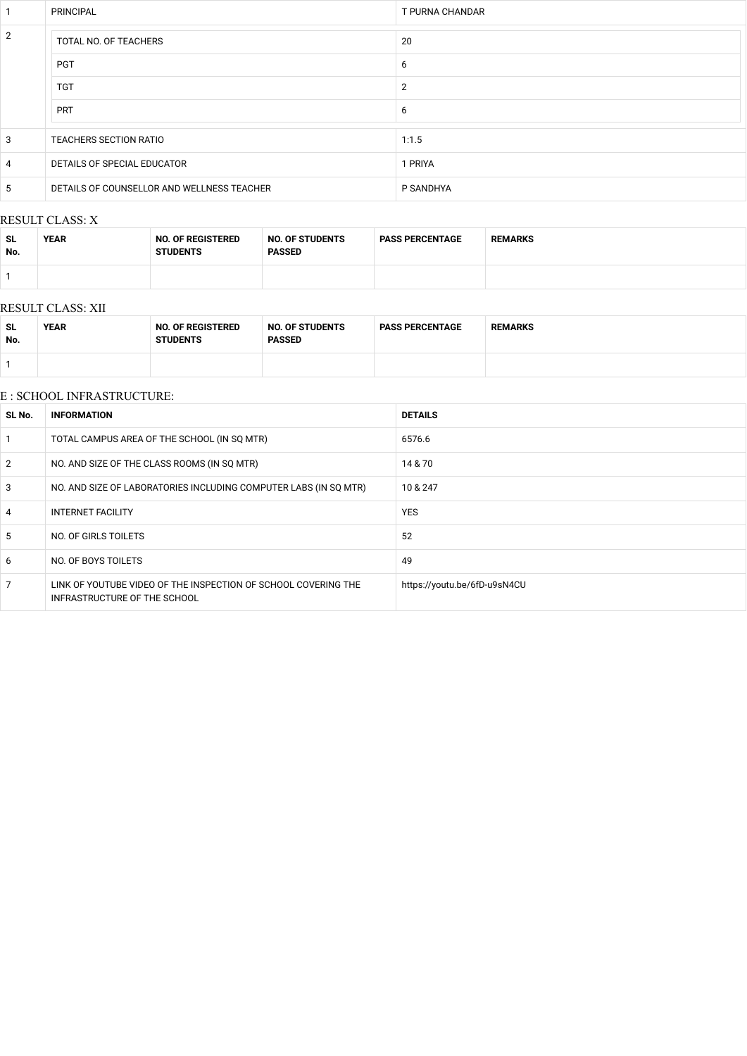| | | |
|---|---|---|
| 1 | PRINCIPAL | T PURNA CHANDAR |
| 2 | TOTAL NO. OF TEACHERS | 20 |
| | PGT | 6 |
| | TGT | 2 |
| | PRT | 6 |
| 3 | TEACHERS SECTION RATIO | 1:1.5 |
| 4 | DETAILS OF SPECIAL EDUCATOR | 1 PRIYA |
| 5 | DETAILS OF COUNSELLOR AND WELLNESS TEACHER | P SANDHYA |

RESULT CLASS: X

| SL No. | YEAR | NO. OF REGISTERED STUDENTS | NO. OF STUDENTS PASSED | PASS PERCENTAGE | REMARKS |
|---|---|---|---|---|---|
| 1 | | | | | |

RESULT CLASS: XII

| SL No. | YEAR | NO. OF REGISTERED STUDENTS | NO. OF STUDENTS PASSED | PASS PERCENTAGE | REMARKS |
|---|---|---|---|---|---|
| 1 | | | | | |

E : SCHOOL INFRASTRUCTURE:

| SL No. | INFORMATION | DETAILS |
|---|---|---|
| 1 | TOTAL CAMPUS AREA OF THE SCHOOL (IN SQ MTR) | 6576.6 |
| 2 | NO. AND SIZE OF THE CLASS ROOMS (IN SQ MTR) | 14 & 70 |
| 3 | NO. AND SIZE OF LABORATORIES INCLUDING COMPUTER LABS (IN SQ MTR) | 10 & 247 |
| 4 | INTERNET FACILITY | YES |
| 5 | NO. OF GIRLS TOILETS | 52 |
| 6 | NO. OF BOYS TOILETS | 49 |
| 7 | LINK OF YOUTUBE VIDEO OF THE INSPECTION OF SCHOOL COVERING THE INFRASTRUCTURE OF THE SCHOOL | https://youtu.be/6fD-u9sN4CU |